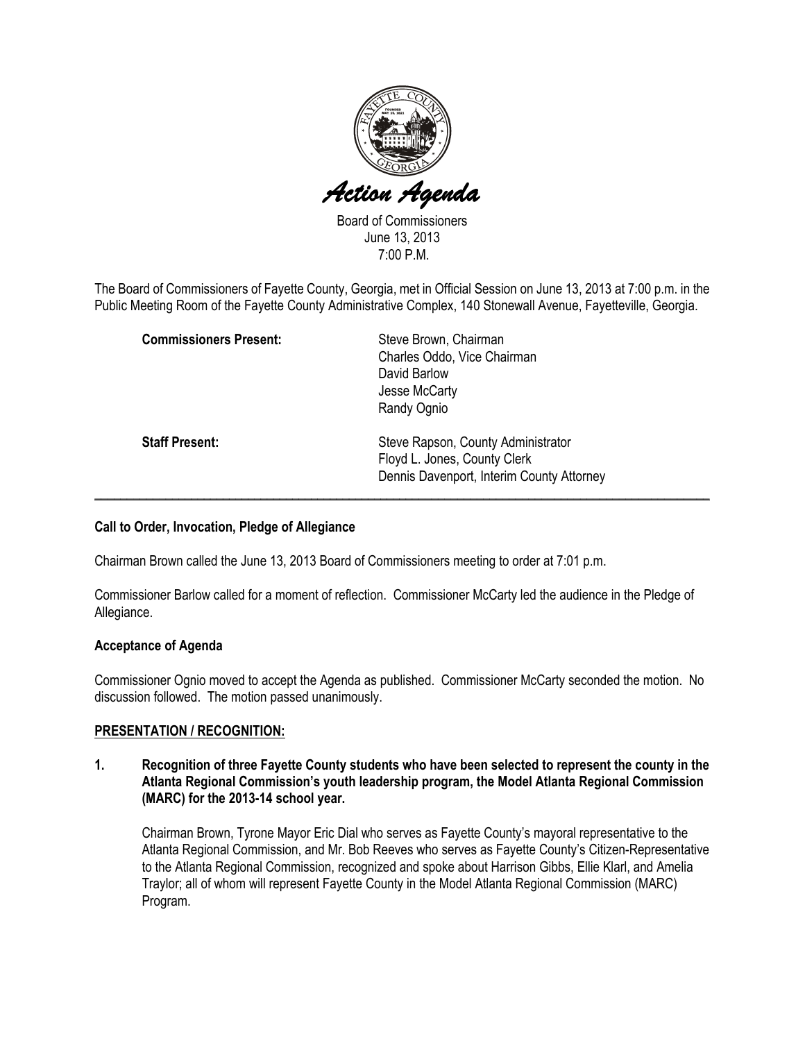# Action Agenda

Board of Commissioners
June 13, 2013
7:00 P.M.

The Board of Commissioners of Fayette County, Georgia, met in Official Session on June 13, 2013 at 7:00 p.m. in the Public Meeting Room of the Fayette County Administrative Complex, 140 Stonewall Avenue, Fayetteville, Georgia.

**Commissioners Present:**
Steve Brown, Chairman
Charles Oddo, Vice Chairman
David Barlow
Jesse McCarty
Randy Ognio

**Staff Present:**
Steve Rapson, County Administrator
Floyd L. Jones, County Clerk
Dennis Davenport, Interim County Attorney

---

**Call to Order, Invocation, Pledge of Allegiance**

Chairman Brown called the June 13, 2013 Board of Commissioners meeting to order at 7:01 p.m.

Commissioner Barlow called for a moment of reflection. Commissioner McCarty led the audience in the Pledge of Allegiance.

**Acceptance of Agenda**

Commissioner Ognio moved to accept the Agenda as published. Commissioner McCarty seconded the motion. No discussion followed. The motion passed unanimously.

**PRESENTATION / RECOGNITION:**

**1. Recognition of three Fayette County students who have been selected to represent the county in the Atlanta Regional Commission's youth leadership program, the Model Atlanta Regional Commission (MARC) for the 2013-14 school year.**

Chairman Brown, Tyrone Mayor Eric Dial who serves as Fayette County's mayoral representative to the Atlanta Regional Commission, and Mr. Bob Reeves who serves as Fayette County's Citizen-Representative to the Atlanta Regional Commission, recognized and spoke about Harrison Gibbs, Ellie Klarl, and Amelia Traylor; all of whom will represent Fayette County in the Model Atlanta Regional Commission (MARC) Program.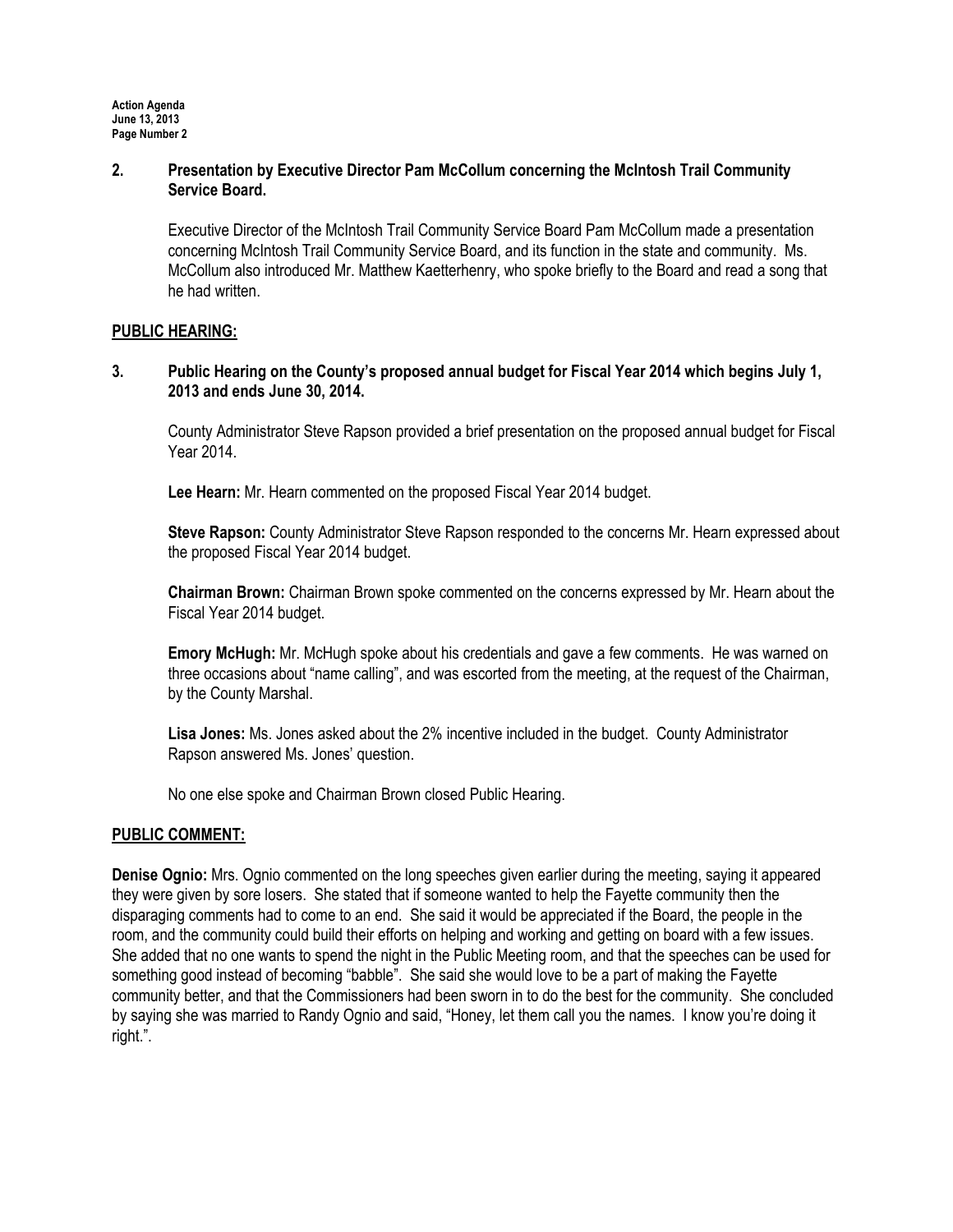**2. Presentation by Executive Director Pam McCollum concerning the McIntosh Trail Community Service Board.**

Executive Director of the McIntosh Trail Community Service Board Pam McCollum made a presentation concerning McIntosh Trail Community Service Board, and its function in the state and community. Ms. McCollum also introduced Mr. Matthew Kaetterhenry, who spoke briefly to the Board and read a song that he had written.

## PUBLIC HEARING:

**3. Public Hearing on the County's proposed annual budget for Fiscal Year 2014 which begins July 1, 2013 and ends June 30, 2014.**

County Administrator Steve Rapson provided a brief presentation on the proposed annual budget for Fiscal Year 2014.

**Lee Hearn:** Mr. Hearn commented on the proposed Fiscal Year 2014 budget.

**Steve Rapson:** County Administrator Steve Rapson responded to the concerns Mr. Hearn expressed about the proposed Fiscal Year 2014 budget.

**Chairman Brown:** Chairman Brown spoke commented on the concerns expressed by Mr. Hearn about the Fiscal Year 2014 budget.

**Emory McHugh:** Mr. McHugh spoke about his credentials and gave a few comments. He was warned on three occasions about "name calling", and was escorted from the meeting, at the request of the Chairman, by the County Marshal.

**Lisa Jones:** Ms. Jones asked about the 2% incentive included in the budget. County Administrator Rapson answered Ms. Jones' question.

No one else spoke and Chairman Brown closed Public Hearing.

## PUBLIC COMMENT:

**Denise Ognio:** Mrs. Ognio commented on the long speeches given earlier during the meeting, saying it appeared they were given by sore losers. She stated that if someone wanted to help the Fayette community then the disparaging comments had to come to an end. She said it would be appreciated if the Board, the people in the room, and the community could build their efforts on helping and working and getting on board with a few issues. She added that no one wants to spend the night in the Public Meeting room, and that the speeches can be used for something good instead of becoming "babble". She said she would love to be a part of making the Fayette community better, and that the Commissioners had been sworn in to do the best for the community. She concluded by saying she was married to Randy Ognio and said, "Honey, let them call you the names. I know you're doing it right.".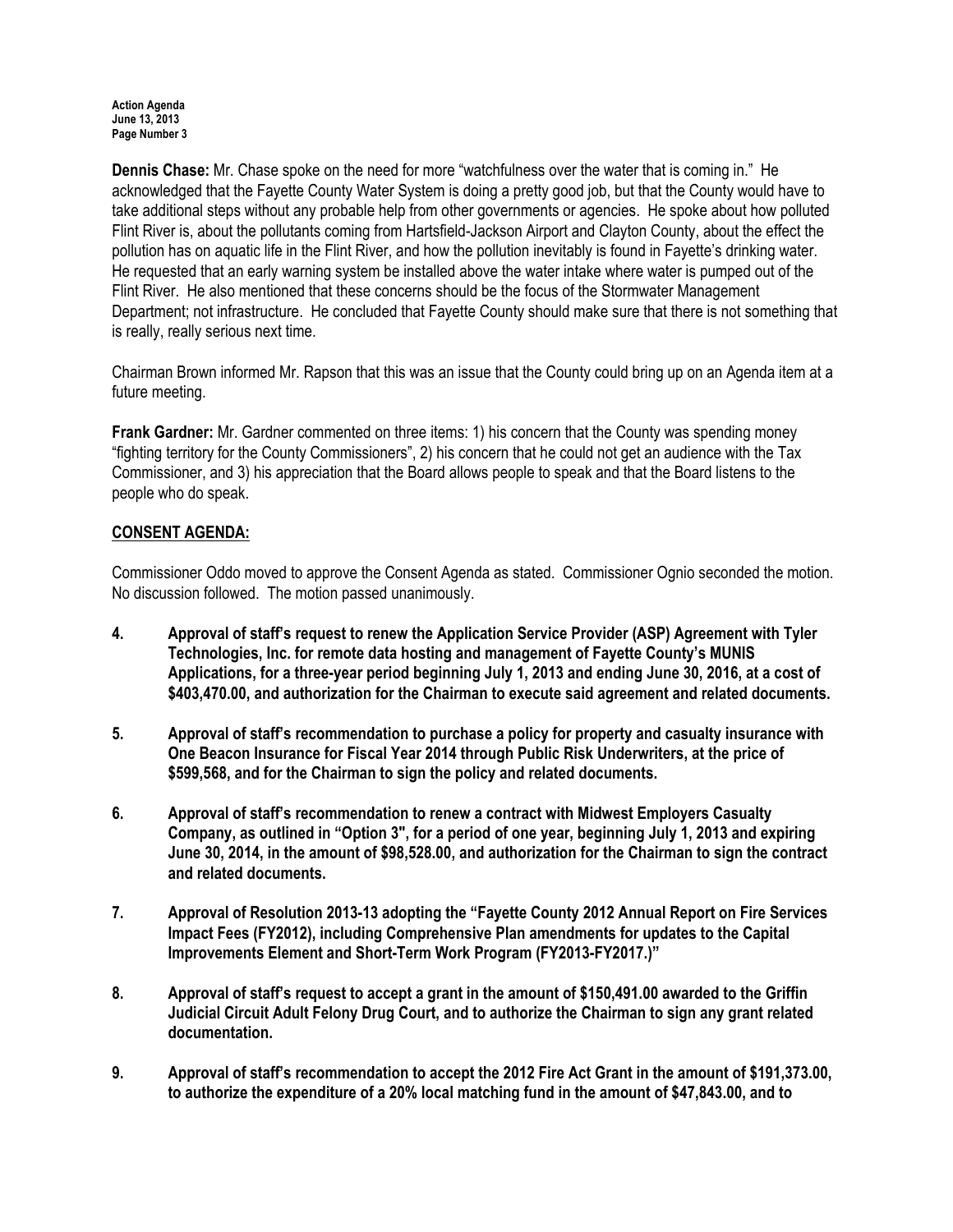**Dennis Chase:** Mr. Chase spoke on the need for more "watchfulness over the water that is coming in." He acknowledged that the Fayette County Water System is doing a pretty good job, but that the County would have to take additional steps without any probable help from other governments or agencies. He spoke about how polluted Flint River is, about the pollutants coming from Hartsfield-Jackson Airport and Clayton County, about the effect the pollution has on aquatic life in the Flint River, and how the pollution inevitably is found in Fayette's drinking water. He requested that an early warning system be installed above the water intake where water is pumped out of the Flint River. He also mentioned that these concerns should be the focus of the Stormwater Management Department; not infrastructure. He concluded that Fayette County should make sure that there is not something that is really, really serious next time.

Chairman Brown informed Mr. Rapson that this was an issue that the County could bring up on an Agenda item at a future meeting.

**Frank Gardner:** Mr. Gardner commented on three items: 1) his concern that the County was spending money "fighting territory for the County Commissioners", 2) his concern that he could not get an audience with the Tax Commissioner, and 3) his appreciation that the Board allows people to speak and that the Board listens to the people who do speak.

## CONSENT AGENDA:

Commissioner Oddo moved to approve the Consent Agenda as stated. Commissioner Ognio seconded the motion. No discussion followed. The motion passed unanimously.

4. **Approval of staff's request to renew the Application Service Provider (ASP) Agreement with Tyler Technologies, Inc. for remote data hosting and management of Fayette County's MUNIS Applications, for a three-year period beginning July 1, 2013 and ending June 30, 2016, at a cost of $403,470.00, and authorization for the Chairman to execute said agreement and related documents.**

5. **Approval of staff's recommendation to purchase a policy for property and casualty insurance with One Beacon Insurance for Fiscal Year 2014 through Public Risk Underwriters, at the price of $599,568, and for the Chairman to sign the policy and related documents.**

6. **Approval of staff's recommendation to renew a contract with Midwest Employers Casualty Company, as outlined in "Option 3", for a period of one year, beginning July 1, 2013 and expiring June 30, 2014, in the amount of $98,528.00, and authorization for the Chairman to sign the contract and related documents.**

7. **Approval of Resolution 2013-13 adopting the "Fayette County 2012 Annual Report on Fire Services Impact Fees (FY2012), including Comprehensive Plan amendments for updates to the Capital Improvements Element and Short-Term Work Program (FY2013-FY2017.)"**

8. **Approval of staff's request to accept a grant in the amount of $150,491.00 awarded to the Griffin Judicial Circuit Adult Felony Drug Court, and to authorize the Chairman to sign any grant related documentation.**

9. **Approval of staff's recommendation to accept the 2012 Fire Act Grant in the amount of $191,373.00, to authorize the expenditure of a 20% local matching fund in the amount of $47,843.00, and to**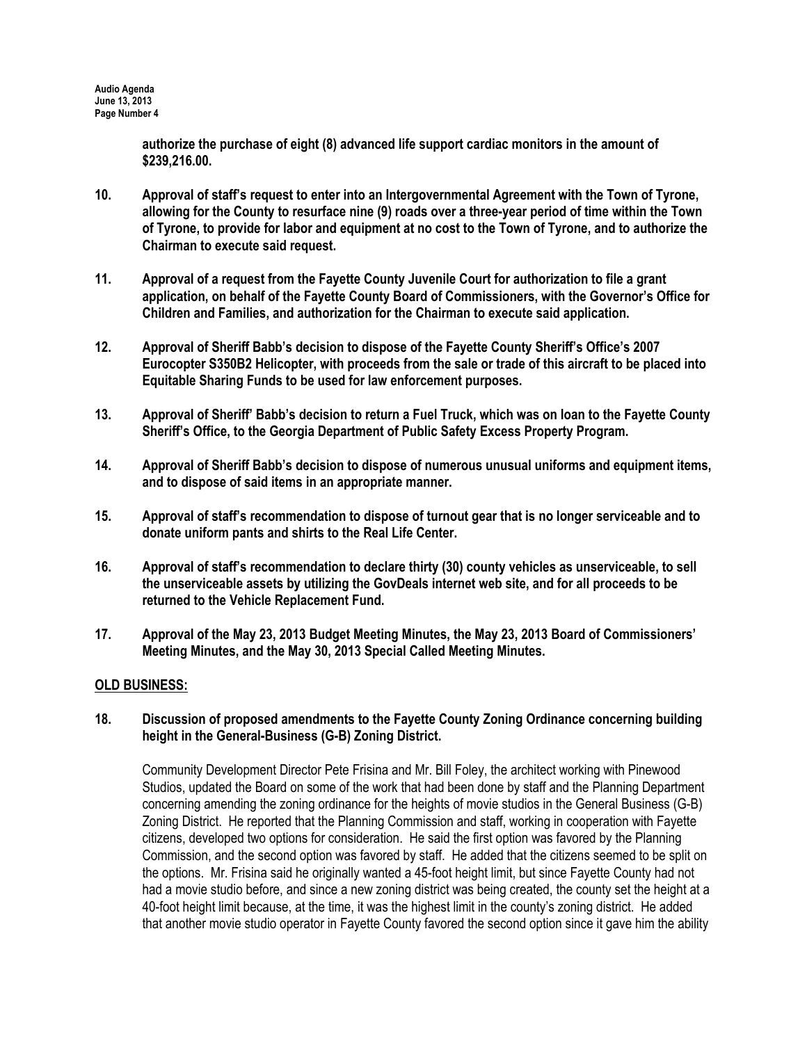**authorize the purchase of eight (8) advanced life support cardiac monitors in the amount of $239,216.00.**

**10. Approval of staff's request to enter into an Intergovernmental Agreement with the Town of Tyrone, allowing for the County to resurface nine (9) roads over a three-year period of time within the Town of Tyrone, to provide for labor and equipment at no cost to the Town of Tyrone, and to authorize the Chairman to execute said request.**

**11. Approval of a request from the Fayette County Juvenile Court for authorization to file a grant application, on behalf of the Fayette County Board of Commissioners, with the Governor's Office for Children and Families, and authorization for the Chairman to execute said application.**

**12. Approval of Sheriff Babb's decision to dispose of the Fayette County Sheriff's Office's 2007 Eurocopter S350B2 Helicopter, with proceeds from the sale or trade of this aircraft to be placed into Equitable Sharing Funds to be used for law enforcement purposes.**

**13. Approval of Sheriff' Babb's decision to return a Fuel Truck, which was on loan to the Fayette County Sheriff's Office, to the Georgia Department of Public Safety Excess Property Program.**

**14. Approval of Sheriff Babb's decision to dispose of numerous unusual uniforms and equipment items, and to dispose of said items in an appropriate manner.**

**15. Approval of staff's recommendation to dispose of turnout gear that is no longer serviceable and to donate uniform pants and shirts to the Real Life Center.**

**16. Approval of staff's recommendation to declare thirty (30) county vehicles as unserviceable, to sell the unserviceable assets by utilizing the GovDeals internet web site, and for all proceeds to be returned to the Vehicle Replacement Fund.**

**17. Approval of the May 23, 2013 Budget Meeting Minutes, the May 23, 2013 Board of Commissioners' Meeting Minutes, and the May 30, 2013 Special Called Meeting Minutes.**

**OLD BUSINESS:**

**18. Discussion of proposed amendments to the Fayette County Zoning Ordinance concerning building height in the General-Business (G-B) Zoning District.**

Community Development Director Pete Frisina and Mr. Bill Foley, the architect working with Pinewood Studios, updated the Board on some of the work that had been done by staff and the Planning Department concerning amending the zoning ordinance for the heights of movie studios in the General Business (G-B) Zoning District. He reported that the Planning Commission and staff, working in cooperation with Fayette citizens, developed two options for consideration. He said the first option was favored by the Planning Commission, and the second option was favored by staff. He added that the citizens seemed to be split on the options. Mr. Frisina said he originally wanted a 45-foot height limit, but since Fayette County had not had a movie studio before, and since a new zoning district was being created, the county set the height at a 40-foot height limit because, at the time, it was the highest limit in the county's zoning district. He added that another movie studio operator in Fayette County favored the second option since it gave him the ability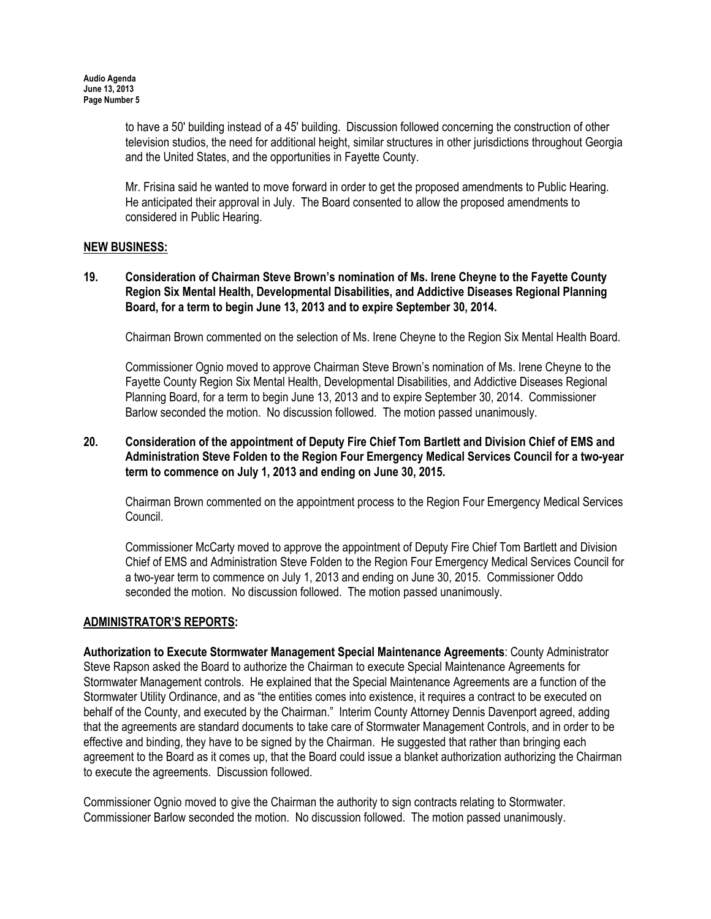to have a 50' building instead of a 45' building. Discussion followed concerning the construction of other television studios, the need for additional height, similar structures in other jurisdictions throughout Georgia and the United States, and the opportunities in Fayette County.

Mr. Frisina said he wanted to move forward in order to get the proposed amendments to Public Hearing. He anticipated their approval in July. The Board consented to allow the proposed amendments to considered in Public Hearing.

## NEW BUSINESS:

**19. Consideration of Chairman Steve Brown's nomination of Ms. Irene Cheyne to the Fayette County Region Six Mental Health, Developmental Disabilities, and Addictive Diseases Regional Planning Board, for a term to begin June 13, 2013 and to expire September 30, 2014.**

Chairman Brown commented on the selection of Ms. Irene Cheyne to the Region Six Mental Health Board.

Commissioner Ognio moved to approve Chairman Steve Brown's nomination of Ms. Irene Cheyne to the Fayette County Region Six Mental Health, Developmental Disabilities, and Addictive Diseases Regional Planning Board, for a term to begin June 13, 2013 and to expire September 30, 2014. Commissioner Barlow seconded the motion. No discussion followed. The motion passed unanimously.

**20. Consideration of the appointment of Deputy Fire Chief Tom Bartlett and Division Chief of EMS and Administration Steve Folden to the Region Four Emergency Medical Services Council for a two-year term to commence on July 1, 2013 and ending on June 30, 2015.**

Chairman Brown commented on the appointment process to the Region Four Emergency Medical Services Council.

Commissioner McCarty moved to approve the appointment of Deputy Fire Chief Tom Bartlett and Division Chief of EMS and Administration Steve Folden to the Region Four Emergency Medical Services Council for a two-year term to commence on July 1, 2013 and ending on June 30, 2015. Commissioner Oddo seconded the motion. No discussion followed. The motion passed unanimously.

## ADMINISTRATOR'S REPORTS:

**Authorization to Execute Stormwater Management Special Maintenance Agreements**: County Administrator Steve Rapson asked the Board to authorize the Chairman to execute Special Maintenance Agreements for Stormwater Management controls. He explained that the Special Maintenance Agreements are a function of the Stormwater Utility Ordinance, and as "the entities comes into existence, it requires a contract to be executed on behalf of the County, and executed by the Chairman." Interim County Attorney Dennis Davenport agreed, adding that the agreements are standard documents to take care of Stormwater Management Controls, and in order to be effective and binding, they have to be signed by the Chairman. He suggested that rather than bringing each agreement to the Board as it comes up, that the Board could issue a blanket authorization authorizing the Chairman to execute the agreements. Discussion followed.

Commissioner Ognio moved to give the Chairman the authority to sign contracts relating to Stormwater. Commissioner Barlow seconded the motion. No discussion followed. The motion passed unanimously.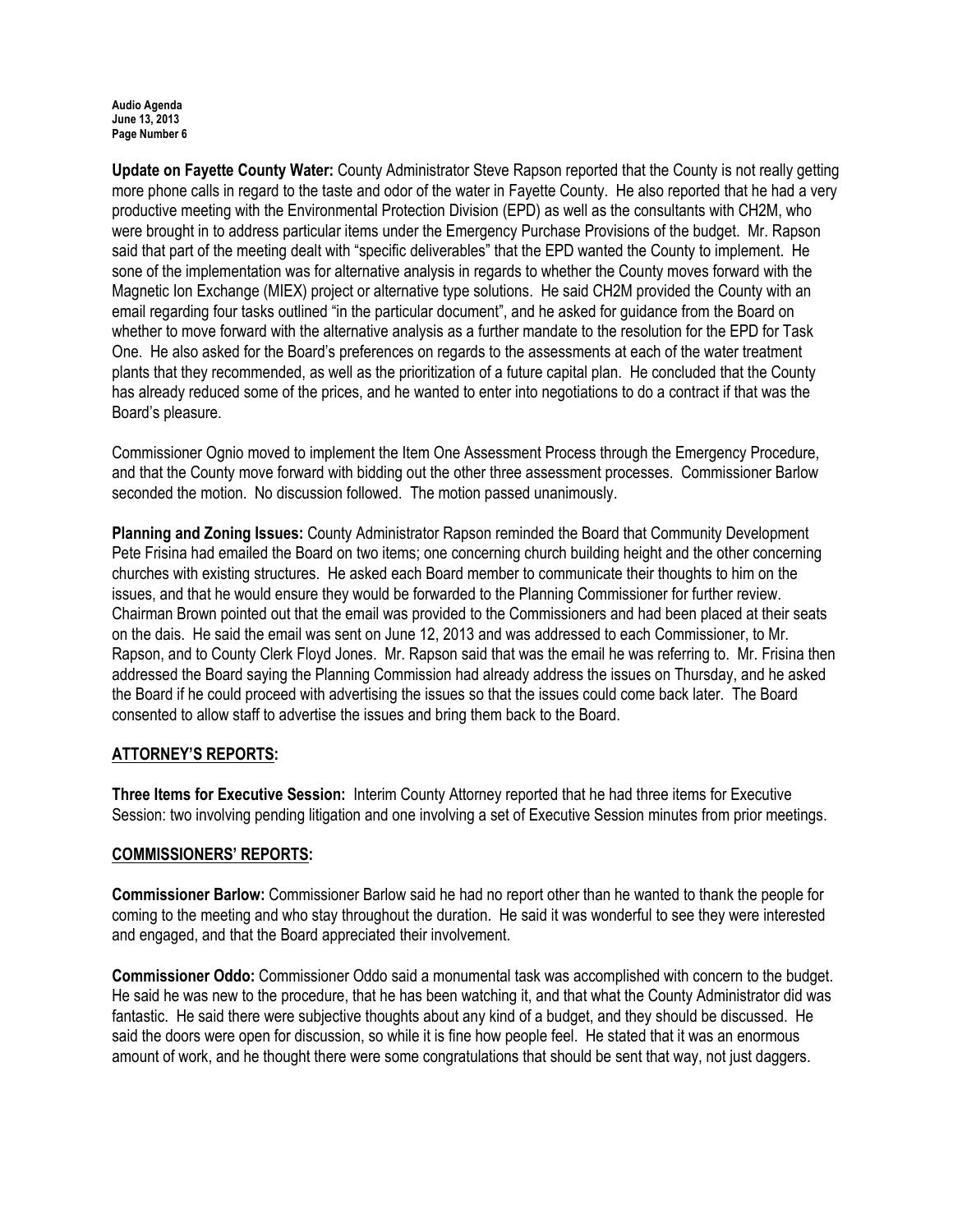**Update on Fayette County Water:** County Administrator Steve Rapson reported that the County is not really getting more phone calls in regard to the taste and odor of the water in Fayette County. He also reported that he had a very productive meeting with the Environmental Protection Division (EPD) as well as the consultants with CH2M, who were brought in to address particular items under the Emergency Purchase Provisions of the budget. Mr. Rapson said that part of the meeting dealt with "specific deliverables" that the EPD wanted the County to implement. He sone of the implementation was for alternative analysis in regards to whether the County moves forward with the Magnetic Ion Exchange (MIEX) project or alternative type solutions. He said CH2M provided the County with an email regarding four tasks outlined "in the particular document", and he asked for guidance from the Board on whether to move forward with the alternative analysis as a further mandate to the resolution for the EPD for Task One. He also asked for the Board's preferences on regards to the assessments at each of the water treatment plants that they recommended, as well as the prioritization of a future capital plan. He concluded that the County has already reduced some of the prices, and he wanted to enter into negotiations to do a contract if that was the Board's pleasure.

Commissioner Ognio moved to implement the Item One Assessment Process through the Emergency Procedure, and that the County move forward with bidding out the other three assessment processes. Commissioner Barlow seconded the motion. No discussion followed. The motion passed unanimously.

**Planning and Zoning Issues:** County Administrator Rapson reminded the Board that Community Development Pete Frisina had emailed the Board on two items; one concerning church building height and the other concerning churches with existing structures. He asked each Board member to communicate their thoughts to him on the issues, and that he would ensure they would be forwarded to the Planning Commissioner for further review. Chairman Brown pointed out that the email was provided to the Commissioners and had been placed at their seats on the dais. He said the email was sent on June 12, 2013 and was addressed to each Commissioner, to Mr. Rapson, and to County Clerk Floyd Jones. Mr. Rapson said that was the email he was referring to. Mr. Frisina then addressed the Board saying the Planning Commission had already address the issues on Thursday, and he asked the Board if he could proceed with advertising the issues so that the issues could come back later. The Board consented to allow staff to advertise the issues and bring them back to the Board.

## ATTORNEY'S REPORTS:

**Three Items for Executive Session:** Interim County Attorney reported that he had three items for Executive Session: two involving pending litigation and one involving a set of Executive Session minutes from prior meetings.

## COMMISSIONERS' REPORTS:

**Commissioner Barlow:** Commissioner Barlow said he had no report other than he wanted to thank the people for coming to the meeting and who stay throughout the duration. He said it was wonderful to see they were interested and engaged, and that the Board appreciated their involvement.

**Commissioner Oddo:** Commissioner Oddo said a monumental task was accomplished with concern to the budget. He said he was new to the procedure, that he has been watching it, and that what the County Administrator did was fantastic. He said there were subjective thoughts about any kind of a budget, and they should be discussed. He said the doors were open for discussion, so while it is fine how people feel. He stated that it was an enormous amount of work, and he thought there were some congratulations that should be sent that way, not just daggers.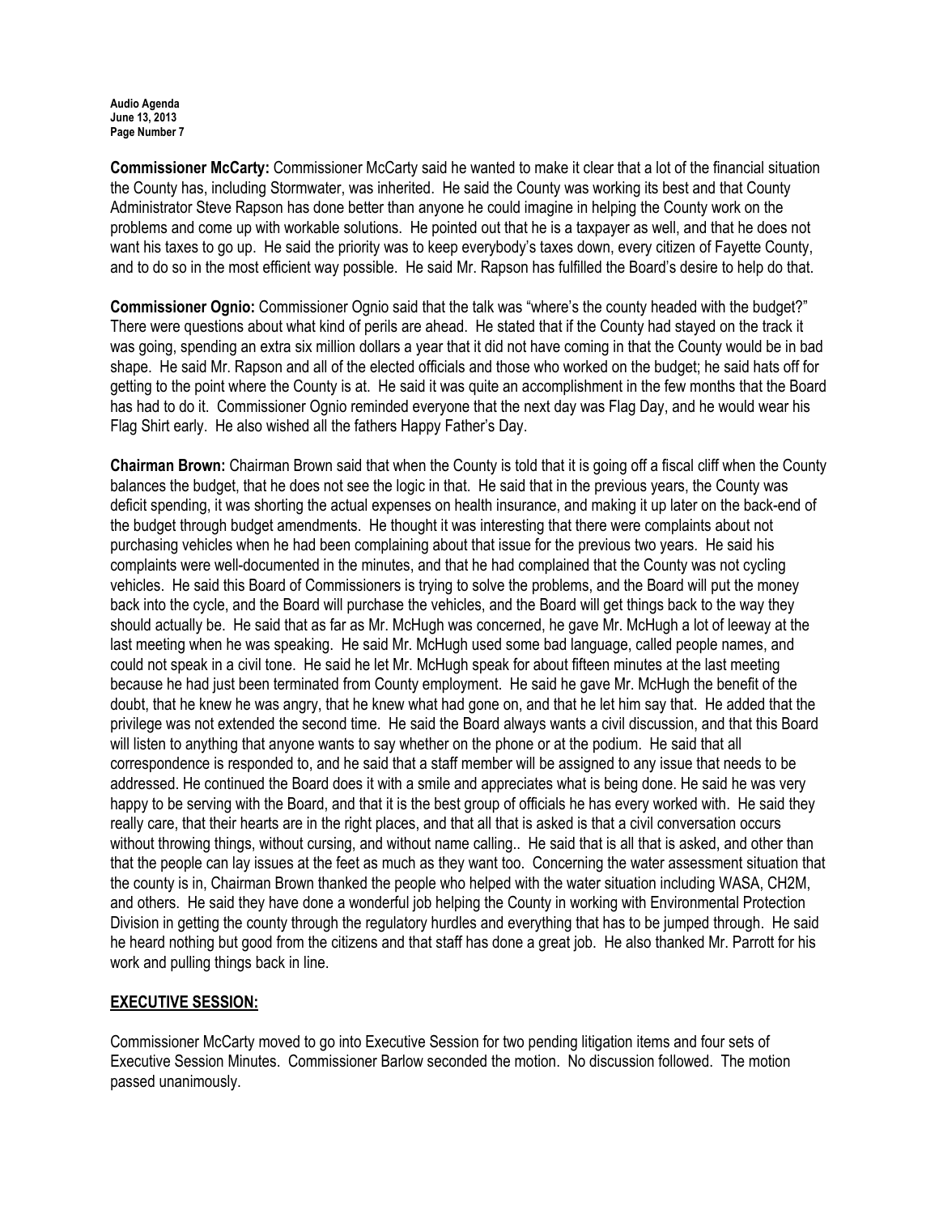**Commissioner McCarty:** Commissioner McCarty said he wanted to make it clear that a lot of the financial situation the County has, including Stormwater, was inherited. He said the County was working its best and that County Administrator Steve Rapson has done better than anyone he could imagine in helping the County work on the problems and come up with workable solutions. He pointed out that he is a taxpayer as well, and that he does not want his taxes to go up. He said the priority was to keep everybody's taxes down, every citizen of Fayette County, and to do so in the most efficient way possible. He said Mr. Rapson has fulfilled the Board's desire to help do that.

**Commissioner Ognio:** Commissioner Ognio said that the talk was "where's the county headed with the budget?" There were questions about what kind of perils are ahead. He stated that if the County had stayed on the track it was going, spending an extra six million dollars a year that it did not have coming in that the County would be in bad shape. He said Mr. Rapson and all of the elected officials and those who worked on the budget; he said hats off for getting to the point where the County is at. He said it was quite an accomplishment in the few months that the Board has had to do it. Commissioner Ognio reminded everyone that the next day was Flag Day, and he would wear his Flag Shirt early. He also wished all the fathers Happy Father's Day.

**Chairman Brown:** Chairman Brown said that when the County is told that it is going off a fiscal cliff when the County balances the budget, that he does not see the logic in that. He said that in the previous years, the County was deficit spending, it was shorting the actual expenses on health insurance, and making it up later on the back-end of the budget through budget amendments. He thought it was interesting that there were complaints about not purchasing vehicles when he had been complaining about that issue for the previous two years. He said his complaints were well-documented in the minutes, and that he had complained that the County was not cycling vehicles. He said this Board of Commissioners is trying to solve the problems, and the Board will put the money back into the cycle, and the Board will purchase the vehicles, and the Board will get things back to the way they should actually be. He said that as far as Mr. McHugh was concerned, he gave Mr. McHugh a lot of leeway at the last meeting when he was speaking. He said Mr. McHugh used some bad language, called people names, and could not speak in a civil tone. He said he let Mr. McHugh speak for about fifteen minutes at the last meeting because he had just been terminated from County employment. He said he gave Mr. McHugh the benefit of the doubt, that he knew he was angry, that he knew what had gone on, and that he let him say that. He added that the privilege was not extended the second time. He said the Board always wants a civil discussion, and that this Board will listen to anything that anyone wants to say whether on the phone or at the podium. He said that all correspondence is responded to, and he said that a staff member will be assigned to any issue that needs to be addressed. He continued the Board does it with a smile and appreciates what is being done. He said he was very happy to be serving with the Board, and that it is the best group of officials he has every worked with. He said they really care, that their hearts are in the right places, and that all that is asked is that a civil conversation occurs without throwing things, without cursing, and without name calling.. He said that is all that is asked, and other than that the people can lay issues at the feet as much as they want too. Concerning the water assessment situation that the county is in, Chairman Brown thanked the people who helped with the water situation including WASA, CH2M, and others. He said they have done a wonderful job helping the County in working with Environmental Protection Division in getting the county through the regulatory hurdles and everything that has to be jumped through. He said he heard nothing but good from the citizens and that staff has done a great job. He also thanked Mr. Parrott for his work and pulling things back in line.

## EXECUTIVE SESSION:

Commissioner McCarty moved to go into Executive Session for two pending litigation items and four sets of Executive Session Minutes. Commissioner Barlow seconded the motion. No discussion followed. The motion passed unanimously.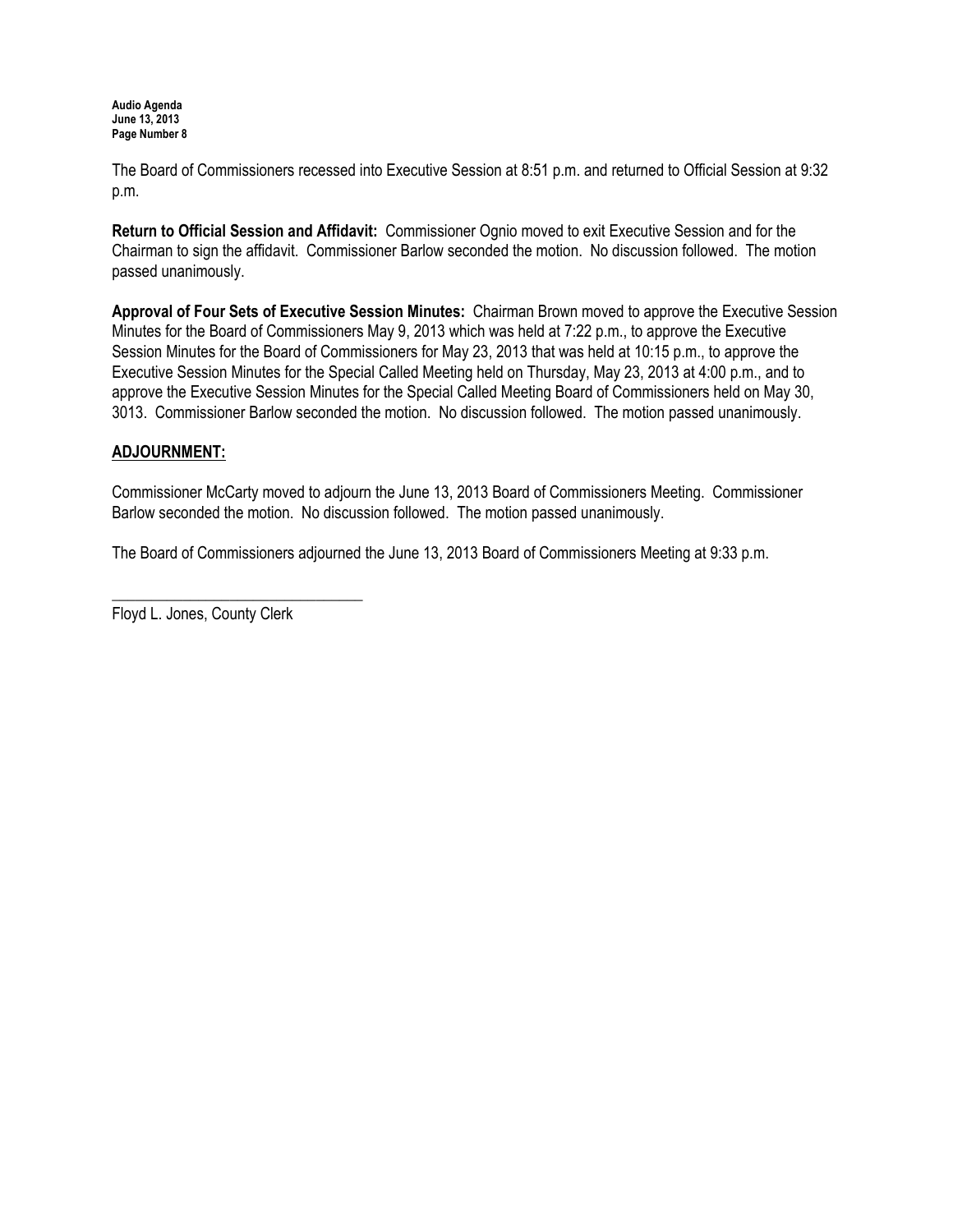The Board of Commissioners recessed into Executive Session at 8:51 p.m. and returned to Official Session at 9:32 p.m.

**Return to Official Session and Affidavit:** Commissioner Ognio moved to exit Executive Session and for the Chairman to sign the affidavit. Commissioner Barlow seconded the motion. No discussion followed. The motion passed unanimously.

**Approval of Four Sets of Executive Session Minutes:** Chairman Brown moved to approve the Executive Session Minutes for the Board of Commissioners May 9, 2013 which was held at 7:22 p.m., to approve the Executive Session Minutes for the Board of Commissioners for May 23, 2013 that was held at 10:15 p.m., to approve the Executive Session Minutes for the Special Called Meeting held on Thursday, May 23, 2013 at 4:00 p.m., and to approve the Executive Session Minutes for the Special Called Meeting Board of Commissioners held on May 30, 3013. Commissioner Barlow seconded the motion. No discussion followed. The motion passed unanimously.

**ADJOURNMENT:**

Commissioner McCarty moved to adjourn the June 13, 2013 Board of Commissioners Meeting. Commissioner Barlow seconded the motion. No discussion followed. The motion passed unanimously.

The Board of Commissioners adjourned the June 13, 2013 Board of Commissioners Meeting at 9:33 p.m.

\_\_\_\_\_\_\_\_\_\_\_\_\_\_\_\_\_\_\_\_\_\_\_\_\_\_\_\_\_\_\_\_

Floyd L. Jones, County Clerk